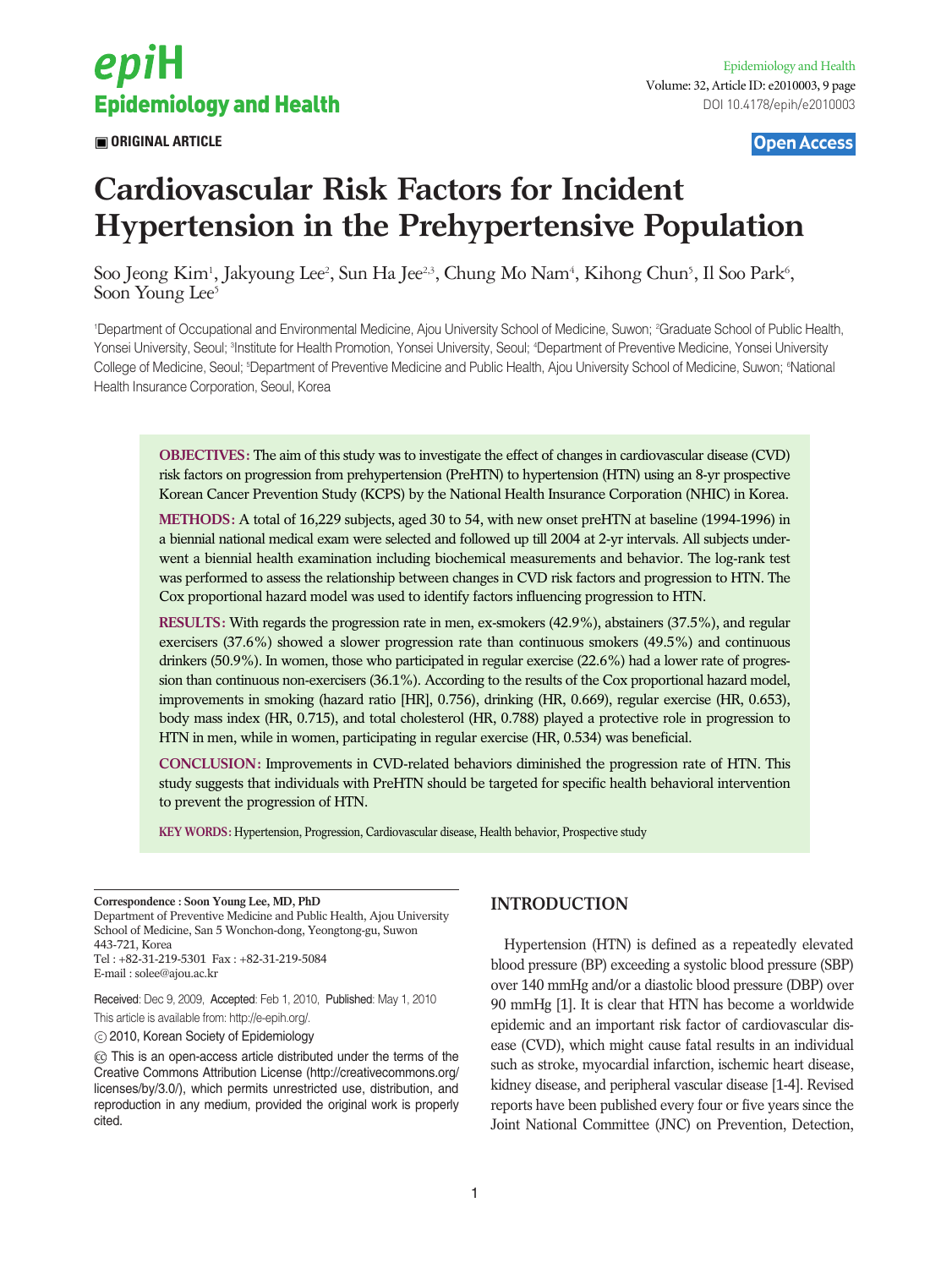ORIGINAL ARTICLE

Open Access

# Cardiovascular Risk Factors for Incident Hypertension in the Prehypertensive Population

Soo Jeong Kim[1], Jakyoung Lee[2], Sun Ha Jee[2,3], Chung Mo Nam[4], Kihong Chun[5], Il Soo Park[6], Soon Young Lee[5]

[1]Department of Occupational and Environmental Medicine, Ajou University School of Medicine, Suwon; [2]Graduate School of Public Health, Yonsei University, Seoul; [3]Institute for Health Promotion, Yonsei University, Seoul; [4]Department of Preventive Medicine, Yonsei University College of Medicine, Seoul; [5]Department of Preventive Medicine and Public Health, Ajou University School of Medicine, Suwon; [6]National Health Insurance Corporation, Seoul, Korea

**OBJECTIVES:** The aim of this study was to investigate the effect of changes in cardiovascular disease (CVD) risk factors on progression from prehypertension (PreHTN) to hypertension (HTN) using an 8-yr prospective Korean Cancer Prevention Study (KCPS) by the National Health Insurance Corporation (NHIC) in Korea.

**METHODS:** A total of 16,229 subjects, aged 30 to 54, with new onset preHTN at baseline (1994-1996) in a biennial national medical exam were selected and followed up till 2004 at 2-yr intervals. All subjects underwent a biennial health examination including biochemical measurements and behavior. The log-rank test was performed to assess the relationship between changes in CVD risk factors and progression to HTN. The Cox proportional hazard model was used to identify factors influencing progression to HTN.

**RESULTS:** With regards the progression rate in men, ex-smokers (42.9%), abstainers (37.5%), and regular exercisers (37.6%) showed a slower progression rate than continuous smokers (49.5%) and continuous drinkers (50.9%). In women, those who participated in regular exercise (22.6%) had a lower rate of progression than continuous non-exercisers (36.1%). According to the results of the Cox proportional hazard model, improvements in smoking (hazard ratio [HR], 0.756), drinking (HR, 0.669), regular exercise (HR, 0.653), body mass index (HR, 0.715), and total cholesterol (HR, 0.788) played a protective role in progression to HTN in men, while in women, participating in regular exercise (HR, 0.534) was beneficial.

**CONCLUSION:** Improvements in CVD-related behaviors diminished the progression rate of HTN. This study suggests that individuals with PreHTN should be targeted for specific health behavioral intervention to prevent the progression of HTN.

**KEY WORDS:** Hypertension, Progression, Cardiovascular disease, Health behavior, Prospective study

**Correspondence : Soon Young Lee, MD, PhD**
Department of Preventive Medicine and Public Health, Ajou University School of Medicine, San 5 Wonchon-dong, Yeongtong-gu, Suwon 443-721, Korea
Tel : +82-31-219-5301 Fax : +82-31-219-5084
E-mail : solee@ajou.ac.kr

Received: Dec 9, 2009, Accepted: Feb 1, 2010, Published: May 1, 2010
This article is available from: http://e-epih.org/.

© 2010, Korean Society of Epidemiology

This is an open-access article distributed under the terms of the Creative Commons Attribution License (http://creativecommons.org/licenses/by/3.0/), which permits unrestricted use, distribution, and reproduction in any medium, provided the original work is properly cited.

## INTRODUCTION

Hypertension (HTN) is defined as a repeatedly elevated blood pressure (BP) exceeding a systolic blood pressure (SBP) over 140 mmHg and/or a diastolic blood pressure (DBP) over 90 mmHg [1]. It is clear that HTN has become a worldwide epidemic and an important risk factor of cardiovascular disease (CVD), which might cause fatal results in an individual such as stroke, myocardial infarction, ischemic heart disease, kidney disease, and peripheral vascular disease [1-4]. Revised reports have been published every four or five years since the Joint National Committee (JNC) on Prevention, Detection,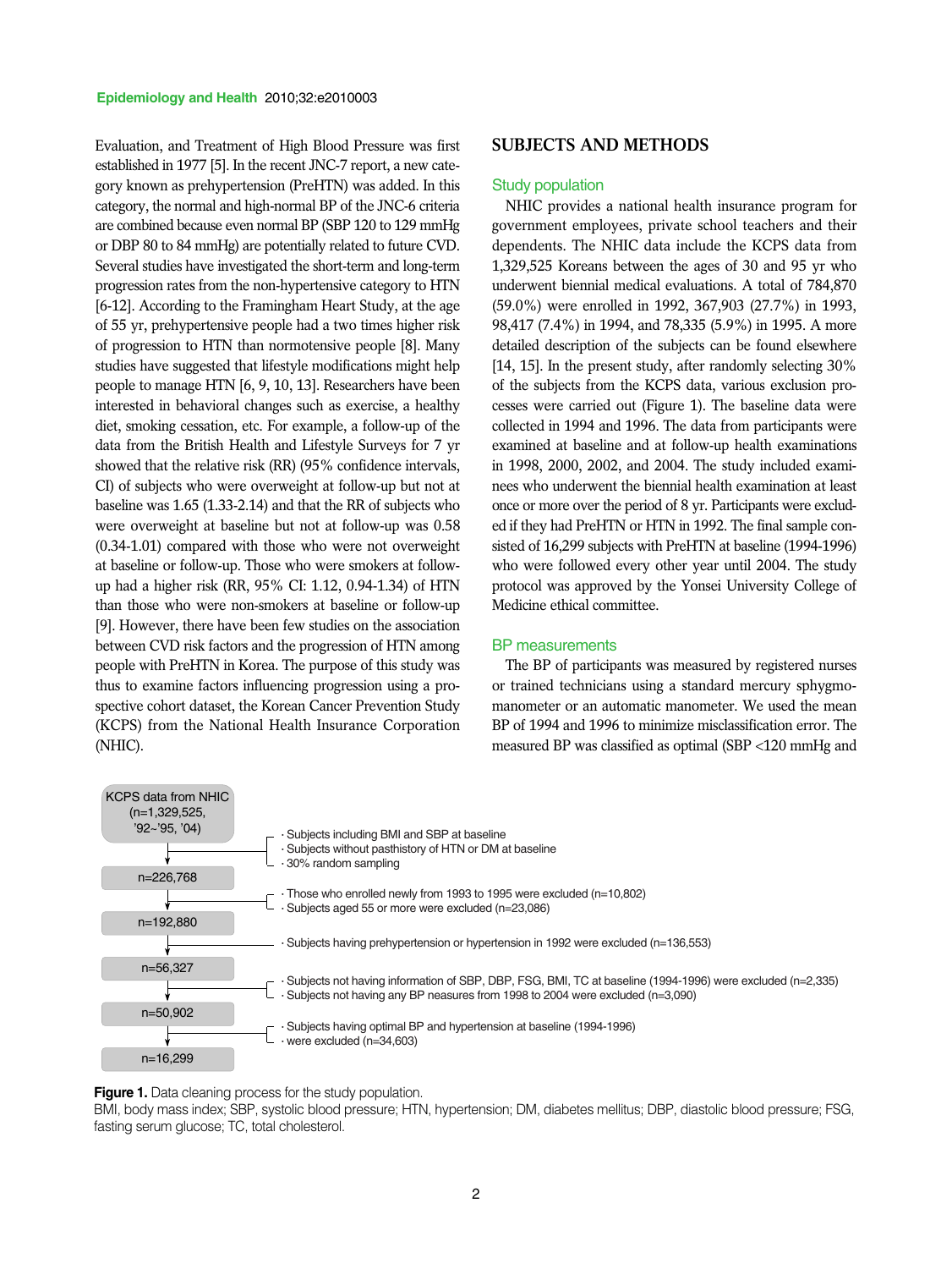Evaluation, and Treatment of High Blood Pressure was first established in 1977 [5]. In the recent JNC-7 report, a new category known as prehypertension (PreHTN) was added. In this category, the normal and high-normal BP of the JNC-6 criteria are combined because even normal BP (SBP 120 to 129 mmHg or DBP 80 to 84 mmHg) are potentially related to future CVD. Several studies have investigated the short-term and long-term progression rates from the non-hypertensive category to HTN [6-12]. According to the Framingham Heart Study, at the age of 55 yr, prehypertensive people had a two times higher risk of progression to HTN than normotensive people [8]. Many studies have suggested that lifestyle modifications might help people to manage HTN [6, 9, 10, 13]. Researchers have been interested in behavioral changes such as exercise, a healthy diet, smoking cessation, etc. For example, a follow-up of the data from the British Health and Lifestyle Surveys for 7 yr showed that the relative risk (RR) (95% confidence intervals, CI) of subjects who were overweight at follow-up but not at baseline was 1.65 (1.33-2.14) and that the RR of subjects who were overweight at baseline but not at follow-up was 0.58 (0.34-1.01) compared with those who were not overweight at baseline or follow-up. Those who were smokers at follow-up had a higher risk (RR, 95% CI: 1.12, 0.94-1.34) of HTN than those who were non-smokers at baseline or follow-up [9]. However, there have been few studies on the association between CVD risk factors and the progression of HTN among people with PreHTN in Korea. The purpose of this study was thus to examine factors influencing progression using a prospective cohort dataset, the Korean Cancer Prevention Study (KCPS) from the National Health Insurance Corporation (NHIC).

## SUBJECTS AND METHODS

### Study population

NHIC provides a national health insurance program for government employees, private school teachers and their dependents. The NHIC data include the KCPS data from 1,329,525 Koreans between the ages of 30 and 95 yr who underwent biennial medical evaluations. A total of 784,870 (59.0%) were enrolled in 1992, 367,903 (27.7%) in 1993, 98,417 (7.4%) in 1994, and 78,335 (5.9%) in 1995. A more detailed description of the subjects can be found elsewhere [14, 15]. In the present study, after randomly selecting 30% of the subjects from the KCPS data, various exclusion processes were carried out (Figure 1). The baseline data were collected in 1994 and 1996. The data from participants were examined at baseline and at follow-up health examinations in 1998, 2000, 2002, and 2004. The study included examinees who underwent the biennial health examination at least once or more over the period of 8 yr. Participants were excluded if they had PreHTN or HTN in 1992. The final sample consisted of 16,299 subjects with PreHTN at baseline (1994-1996) who were followed every other year until 2004. The study protocol was approved by the Yonsei University College of Medicine ethical committee.

### BP measurements

The BP of participants was measured by registered nurses or trained technicians using a standard mercury sphygmomanometer or an automatic manometer. We used the mean BP of 1994 and 1996 to minimize misclassification error. The measured BP was classified as optimal (SBP <120 mmHg and

KCPS data from NHIC (n=1,329,525, '92~'95, '04)
- Subjects including BMI and SBP at baseline
- Subjects without pasthistory of HTN or DM at baseline
- 30% random sampling

n=226,768
- Those who enrolled newly from 1993 to 1995 were excluded (n=10,802)
- Subjects aged 55 or more were excluded (n=23,086)

n=192,880
- Subjects having prehypertension or hypertension in 1992 were excluded (n=136,553)

n=56,327
- Subjects not having information of SBP, DBP, FSG, BMI, TC at baseline (1994-1996) were excluded (n=2,335)
- Subjects not having any BP neasures from 1998 to 2004 were excluded (n=3,090)

n=50,902
- Subjects having optimal BP and hypertension at baseline (1994-1996)
- were excluded (n=34,603)

n=16,299

**Figure 1.** Data cleaning process for the study population.
BMI, body mass index; SBP, systolic blood pressure; HTN, hypertension; DM, diabetes mellitus; DBP, diastolic blood pressure; FSG, fasting serum glucose; TC, total cholesterol.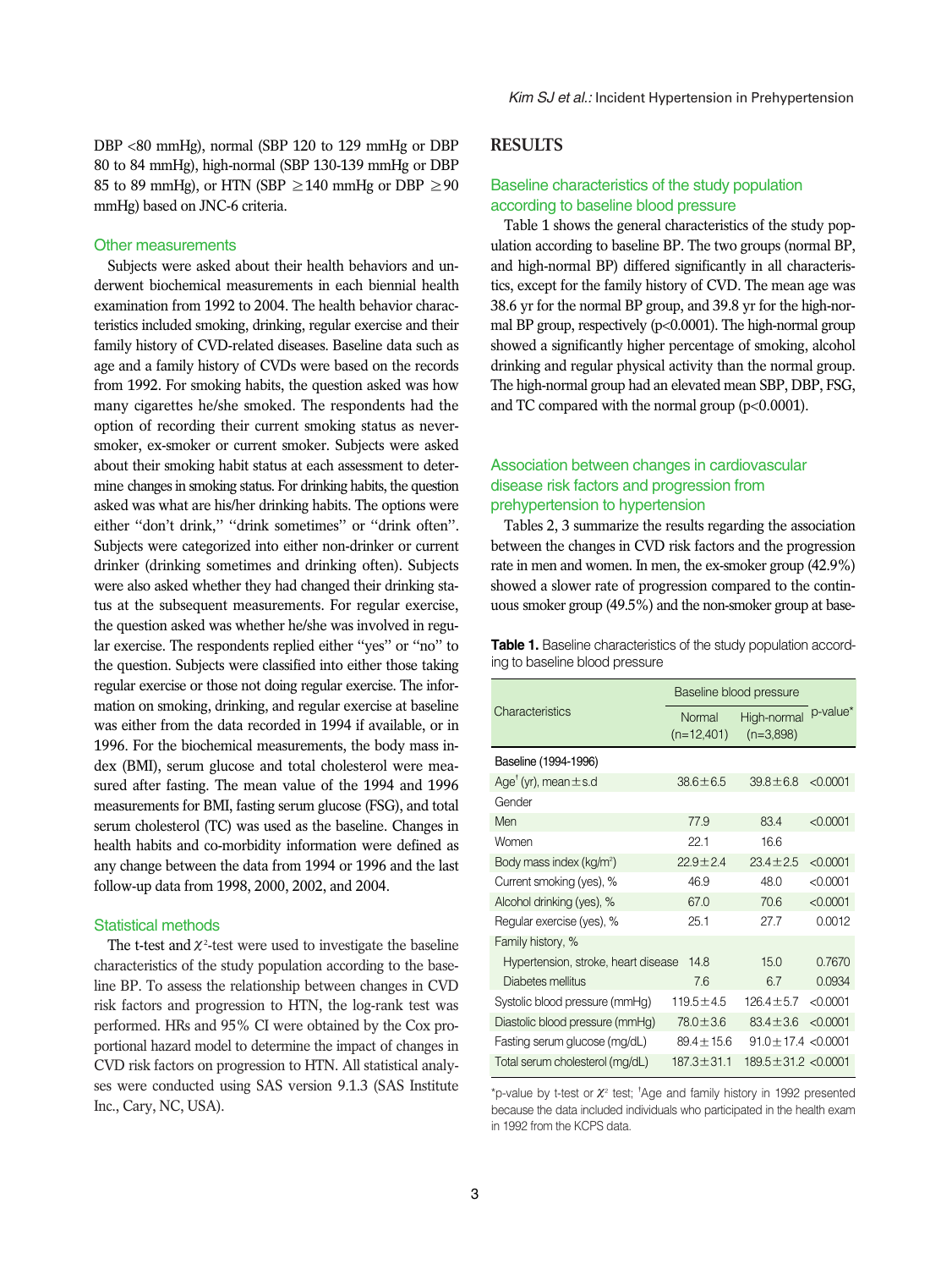DBP <80 mmHg), normal (SBP 120 to 129 mmHg or DBP 80 to 84 mmHg), high-normal (SBP 130-139 mmHg or DBP 85 to 89 mmHg), or HTN (SBP ≥140 mmHg or DBP ≥90 mmHg) based on JNC-6 criteria.

### Other measurements

Subjects were asked about their health behaviors and underwent biochemical measurements in each biennial health examination from 1992 to 2004. The health behavior characteristics included smoking, drinking, regular exercise and their family history of CVD-related diseases. Baseline data such as age and a family history of CVDs were based on the records from 1992. For smoking habits, the question asked was how many cigarettes he/she smoked. The respondents had the option of recording their current smoking status as never-smoker, ex-smoker or current smoker. Subjects were asked about their smoking habit status at each assessment to determine changes in smoking status. For drinking habits, the question asked was what are his/her drinking habits. The options were either "don't drink," "drink sometimes" or "drink often". Subjects were categorized into either non-drinker or current drinker (drinking sometimes and drinking often). Subjects were also asked whether they had changed their drinking status at the subsequent measurements. For regular exercise, the question asked was whether he/she was involved in regular exercise. The respondents replied either "yes" or "no" to the question. Subjects were classified into either those taking regular exercise or those not doing regular exercise. The information on smoking, drinking, and regular exercise at baseline was either from the data recorded in 1994 if available, or in 1996. For the biochemical measurements, the body mass index (BMI), serum glucose and total cholesterol were measured after fasting. The mean value of the 1994 and 1996 measurements for BMI, fasting serum glucose (FSG), and total serum cholesterol (TC) was used as the baseline. Changes in health habits and co-morbidity information were defined as any change between the data from 1994 or 1996 and the last follow-up data from 1998, 2000, 2002, and 2004.

### Statistical methods

The t-test and $\chi^2$-test were used to investigate the baseline characteristics of the study population according to the baseline BP. To assess the relationship between changes in CVD risk factors and progression to HTN, the log-rank test was performed. HRs and 95% CI were obtained by the Cox proportional hazard model to determine the impact of changes in CVD risk factors on progression to HTN. All statistical analyses were conducted using SAS version 9.1.3 (SAS Institute Inc., Cary, NC, USA).

## RESULTS

### Baseline characteristics of the study population according to baseline blood pressure

Table 1 shows the general characteristics of the study population according to baseline BP. The two groups (normal BP, and high-normal BP) differed significantly in all characteristics, except for the family history of CVD. The mean age was 38.6 yr for the normal BP group, and 39.8 yr for the high-normal BP group, respectively (p<0.0001). The high-normal group showed a significantly higher percentage of smoking, alcohol drinking and regular physical activity than the normal group. The high-normal group had an elevated mean SBP, DBP, FSG, and TC compared with the normal group (p<0.0001).

### Association between changes in cardiovascular disease risk factors and progression from prehypertension to hypertension

Tables 2, 3 summarize the results regarding the association between the changes in CVD risk factors and the progression rate in men and women. In men, the ex-smoker group (42.9%) showed a slower rate of progression compared to the continuous smoker group (49.5%) and the non-smoker group at base-

**Table 1.** Baseline characteristics of the study population according to baseline blood pressure

| Characteristics | Baseline blood pressure | | p-value* |
|---|---|---|---|
| | Normal (n=12,401) | High-normal (n=3,898) | |
| Baseline (1994-1996) | | | |
| Age[†] (yr), mean±s.d | 38.6±6.5 | 39.8±6.8 | <0.0001 |
| Gender | | | |
| Men | 77.9 | 83.4 | <0.0001 |
| Women | 22.1 | 16.6 | |
| Body mass index (kg/m$^2$) | 22.9±2.4 | 23.4±2.5 | <0.0001 |
| Current smoking (yes), % | 46.9 | 48.0 | <0.0001 |
| Alcohol drinking (yes), % | 67.0 | 70.6 | <0.0001 |
| Regular exercise (yes), % | 25.1 | 27.7 | 0.0012 |
| Family history, % | | | |
| Hypertension, stroke, heart disease | 14.8 | 15.0 | 0.7670 |
| Diabetes mellitus | 7.6 | 6.7 | 0.0934 |
| Systolic blood pressure (mmHg) | 119.5±4.5 | 126.4±5.7 | <0.0001 |
| Diastolic blood pressure (mmHg) | 78.0±3.6 | 83.4±3.6 | <0.0001 |
| Fasting serum glucose (mg/dL) | 89.4±15.6 | 91.0±17.4 | <0.0001 |
| Total serum cholesterol (mg/dL) | 187.3±31.1 | 189.5±31.2 | <0.0001 |

*p-value by t-test or $\chi^2$ test; [†]Age and family history in 1992 presented because the data included individuals who participated in the health exam in 1992 from the KCPS data.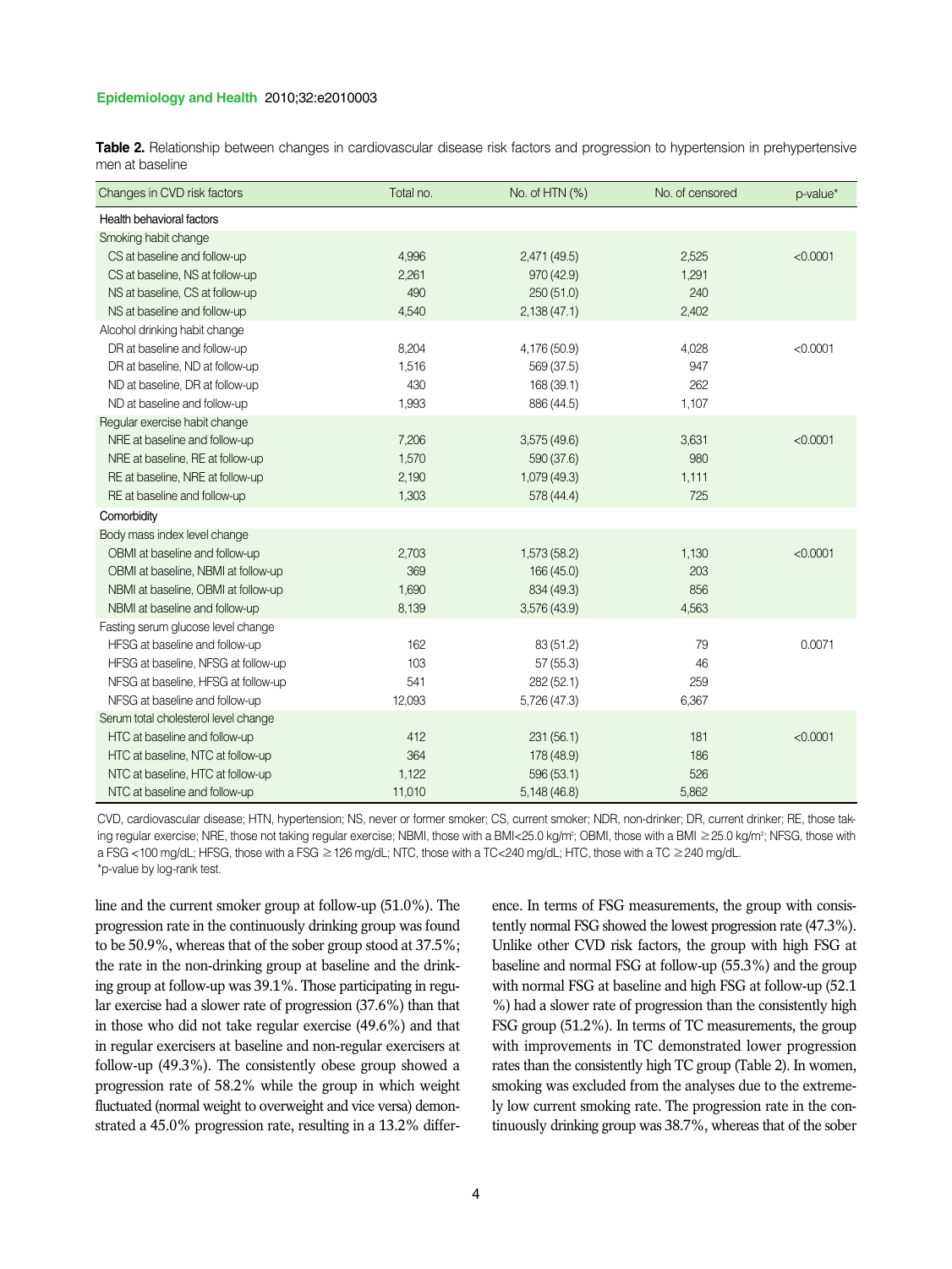**Table 2.** Relationship between changes in cardiovascular disease risk factors and progression to hypertension in prehypertensive men at baseline

| Changes in CVD risk factors | Total no. | No. of HTN (%) | No. of censored | p-value* |
|---|---|---|---|---|
| Health behavioral factors | | | | |
| Smoking habit change | | | | |
| CS at baseline and follow-up | 4,996 | 2,471 (49.5) | 2,525 | <0.0001 |
| CS at baseline, NS at follow-up | 2,261 | 970 (42.9) | 1,291 | |
| NS at baseline, CS at follow-up | 490 | 250 (51.0) | 240 | |
| NS at baseline and follow-up | 4,540 | 2,138 (47.1) | 2,402 | |
| Alcohol drinking habit change | | | | |
| DR at baseline and follow-up | 8,204 | 4,176 (50.9) | 4,028 | <0.0001 |
| DR at baseline, ND at follow-up | 1,516 | 569 (37.5) | 947 | |
| ND at baseline, DR at follow-up | 430 | 168 (39.1) | 262 | |
| ND at baseline and follow-up | 1,993 | 886 (44.5) | 1,107 | |
| Regular exercise habit change | | | | |
| NRE at baseline and follow-up | 7,206 | 3,575 (49.6) | 3,631 | <0.0001 |
| NRE at baseline, RE at follow-up | 1,570 | 590 (37.6) | 980 | |
| RE at baseline, NRE at follow-up | 2,190 | 1,079 (49.3) | 1,111 | |
| RE at baseline and follow-up | 1,303 | 578 (44.4) | 725 | |
| Comorbidity | | | | |
| Body mass index level change | | | | |
| OBMI at baseline and follow-up | 2,703 | 1,573 (58.2) | 1,130 | <0.0001 |
| OBMI at baseline, NBMI at follow-up | 369 | 166 (45.0) | 203 | |
| NBMI at baseline, OBMI at follow-up | 1,690 | 834 (49.3) | 856 | |
| NBMI at baseline and follow-up | 8,139 | 3,576 (43.9) | 4,563 | |
| Fasting serum glucose level change | | | | |
| HFSG at baseline and follow-up | 162 | 83 (51.2) | 79 | 0.0071 |
| HFSG at baseline, NFSG at follow-up | 103 | 57 (55.3) | 46 | |
| NFSG at baseline, HFSG at follow-up | 541 | 282 (52.1) | 259 | |
| NFSG at baseline and follow-up | 12,093 | 5,726 (47.3) | 6,367 | |
| Serum total cholesterol level change | | | | |
| HTC at baseline and follow-up | 412 | 231 (56.1) | 181 | <0.0001 |
| HTC at baseline, NTC at follow-up | 364 | 178 (48.9) | 186 | |
| NTC at baseline, HTC at follow-up | 1,122 | 596 (53.1) | 526 | |
| NTC at baseline and follow-up | 11,010 | 5,148 (46.8) | 5,862 | |

CVD, cardiovascular disease; HTN, hypertension; NS, never or former smoker; CS, current smoker; NDR, non-drinker; DR, current drinker; RE, those taking regular exercise; NRE, those not taking regular exercise; NBMI, those with a BMI<25.0 kg/m²; OBMI, those with a BMI ≥25.0 kg/m²; NFSG, those with a FSG <100 mg/dL; HFSG, those with a FSG ≥126 mg/dL; NTC, those with a TC<240 mg/dL; HTC, those with a TC ≥240 mg/dL.
*p-value by log-rank test.

line and the current smoker group at follow-up (51.0%). The progression rate in the continuously drinking group was found to be 50.9%, whereas that of the sober group stood at 37.5%; the rate in the non-drinking group at baseline and the drinking group at follow-up was 39.1%. Those participating in regular exercise had a slower rate of progression (37.6%) than that in those who did not take regular exercise (49.6%) and that in regular exercisers at baseline and non-regular exercisers at follow-up (49.3%). The consistently obese group showed a progression rate of 58.2% while the group in which weight fluctuated (normal weight to overweight and vice versa) demonstrated a 45.0% progression rate, resulting in a 13.2% difference. In terms of FSG measurements, the group with consistently normal FSG showed the lowest progression rate (47.3%). Unlike other CVD risk factors, the group with high FSG at baseline and normal FSG at follow-up (55.3%) and the group with normal FSG at baseline and high FSG at follow-up (52.1 %) had a slower rate of progression than the consistently high FSG group (51.2%). In terms of TC measurements, the group with improvements in TC demonstrated lower progression rates than the consistently high TC group (Table 2). In women, smoking was excluded from the analyses due to the extremely low current smoking rate. The progression rate in the continuously drinking group was 38.7%, whereas that of the sober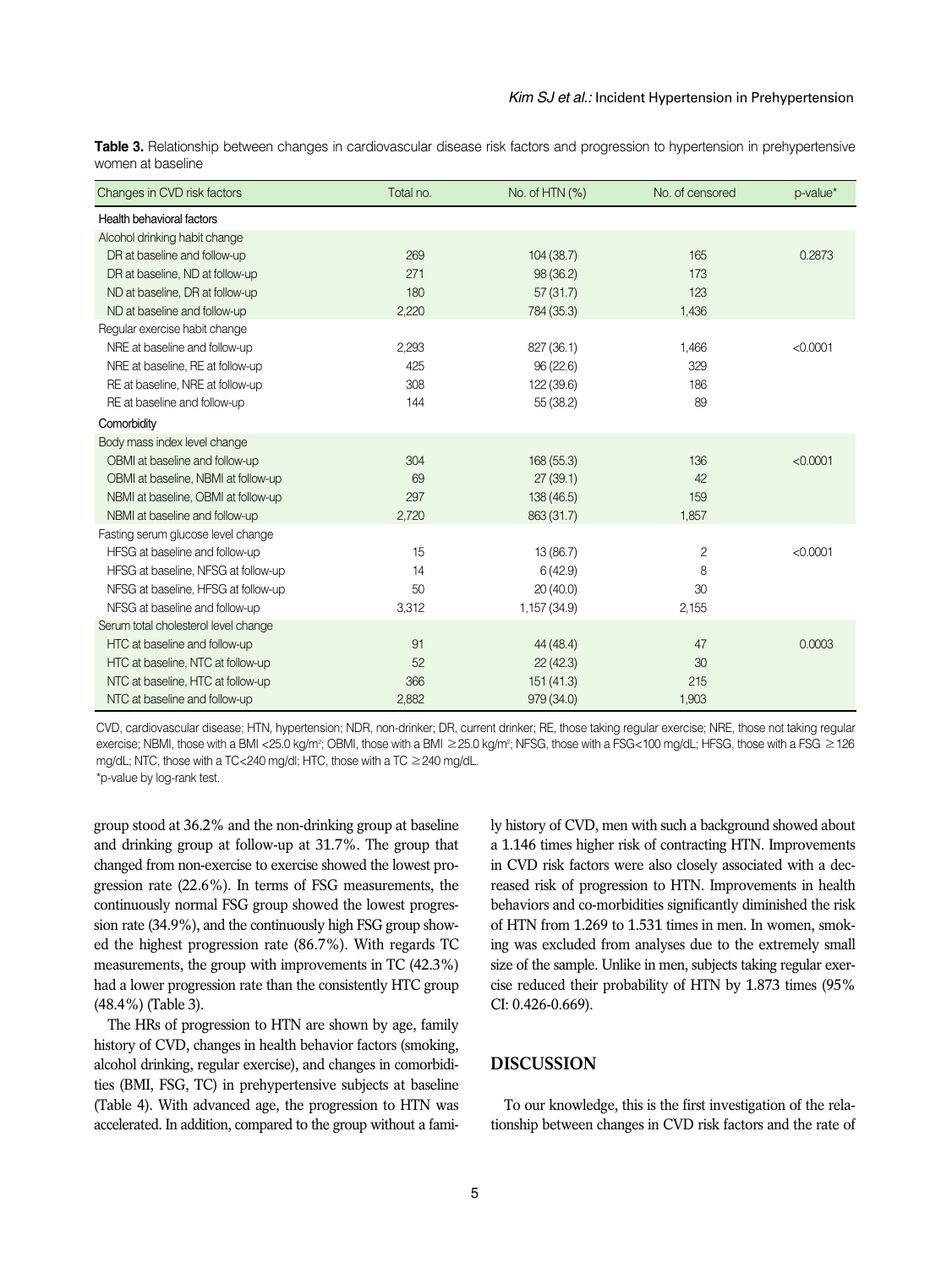**Table 3.** Relationship between changes in cardiovascular disease risk factors and progression to hypertension in prehypertensive women at baseline

| Changes in CVD risk factors | Total no. | No. of HTN (%) | No. of censored | p-value* |
|---|---|---|---|---|
| Health behavioral factors | | | | |
| Alcohol drinking habit change | | | | |
| DR at baseline and follow-up | 269 | 104 (38.7) | 165 | 0.2873 |
| DR at baseline, ND at follow-up | 271 | 98 (36.2) | 173 | |
| ND at baseline, DR at follow-up | 180 | 57 (31.7) | 123 | |
| ND at baseline and follow-up | 2,220 | 784 (35.3) | 1,436 | |
| Regular exercise habit change | | | | |
| NRE at baseline and follow-up | 2,293 | 827 (36.1) | 1,466 | <0.0001 |
| NRE at baseline, RE at follow-up | 425 | 96 (22.6) | 329 | |
| RE at baseline, NRE at follow-up | 308 | 122 (39.6) | 186 | |
| RE at baseline and follow-up | 144 | 55 (38.2) | 89 | |
| Comorbidity | | | | |
| Body mass index level change | | | | |
| OBMI at baseline and follow-up | 304 | 168 (55.3) | 136 | <0.0001 |
| OBMI at baseline, NBMI at follow-up | 69 | 27 (39.1) | 42 | |
| NBMI at baseline, OBMI at follow-up | 297 | 138 (46.5) | 159 | |
| NBMI at baseline and follow-up | 2,720 | 863 (31.7) | 1,857 | |
| Fasting serum glucose level change | | | | |
| HFSG at baseline and follow-up | 15 | 13 (86.7) | 2 | <0.0001 |
| HFSG at baseline, NFSG at follow-up | 14 | 6 (42.9) | 8 | |
| NFSG at baseline, HFSG at follow-up | 50 | 20 (40.0) | 30 | |
| NFSG at baseline and follow-up | 3,312 | 1,157 (34.9) | 2,155 | |
| Serum total cholesterol level change | | | | |
| HTC at baseline and follow-up | 91 | 44 (48.4) | 47 | 0.0003 |
| HTC at baseline, NTC at follow-up | 52 | 22 (42.3) | 30 | |
| NTC at baseline, HTC at follow-up | 366 | 151 (41.3) | 215 | |
| NTC at baseline and follow-up | 2,882 | 979 (34.0) | 1,903 | |

CVD, cardiovascular disease; HTN, hypertension; NDR, non-drinker; DR, current drinker; RE, those taking regular exercise; NRE, those not taking regular exercise; NBMI, those with a BMI <25.0 kg/m²; OBMI, those with a BMI ≥25.0 kg/m²; NFSG, those with a FSG<100 mg/dL; HFSG, those with a FSG ≥126 mg/dL; NTC, those with a TC<240 mg/dl; HTC, those with a TC ≥240 mg/dL.
*p-value by log-rank test.

group stood at 36.2% and the non-drinking group at baseline and drinking group at follow-up at 31.7%. The group that changed from non-exercise to exercise showed the lowest progression rate (22.6%). In terms of FSG measurements, the continuously normal FSG group showed the lowest progression rate (34.9%), and the continuously high FSG group showed the highest progression rate (86.7%). With regards TC measurements, the group with improvements in TC (42.3%) had a lower progression rate than the consistently HTC group (48.4%) (Table 3).

The HRs of progression to HTN are shown by age, family history of CVD, changes in health behavior factors (smoking, alcohol drinking, regular exercise), and changes in comorbidities (BMI, FSG, TC) in prehypertensive subjects at baseline (Table 4). With advanced age, the progression to HTN was accelerated. In addition, compared to the group without a family history of CVD, men with such a background showed about a 1.146 times higher risk of contracting HTN. Improvements in CVD risk factors were also closely associated with a decreased risk of progression to HTN. Improvements in health behaviors and co-morbidities significantly diminished the risk of HTN from 1.269 to 1.531 times in men. In women, smoking was excluded from analyses due to the extremely small size of the sample. Unlike in men, subjects taking regular exercise reduced their probability of HTN by 1.873 times (95% CI: 0.426-0.669).

## DISCUSSION

To our knowledge, this is the first investigation of the relationship between changes in CVD risk factors and the rate of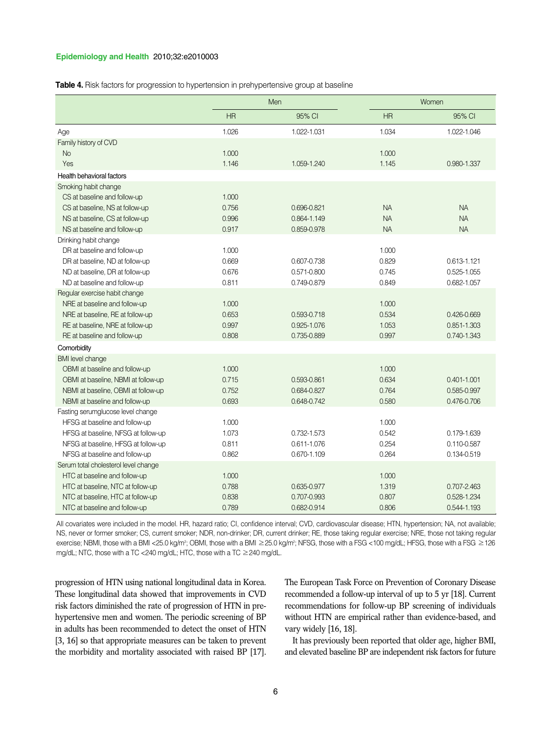**Table 4.** Risk factors for progression to hypertension in prehypertensive group at baseline

| | Men | | Women | |
|---|---|---|---|---|
| | HR | 95% CI | HR | 95% CI |
| Age | 1.026 | 1.022-1.031 | 1.034 | 1.022-1.046 |
| Family history of CVD | | | | |
| No | 1.000 | | 1.000 | |
| Yes | 1.146 | 1.059-1.240 | 1.145 | 0.980-1.337 |
| Health behavioral factors | | | | |
| Smoking habit change | | | | |
| CS at baseline and follow-up | 1.000 | | | |
| CS at baseline, NS at follow-up | 0.756 | 0.696-0.821 | NA | NA |
| NS at baseline, CS at follow-up | 0.996 | 0.864-1.149 | NA | NA |
| NS at baseline and follow-up | 0.917 | 0.859-0.978 | NA | NA |
| Drinking habit change | | | | |
| DR at baseline and follow-up | 1.000 | | 1.000 | |
| DR at baseline, ND at follow-up | 0.669 | 0.607-0.738 | 0.829 | 0.613-1.121 |
| ND at baseline, DR at follow-up | 0.676 | 0.571-0.800 | 0.745 | 0.525-1.055 |
| ND at baseline and follow-up | 0.811 | 0.749-0.879 | 0.849 | 0.682-1.057 |
| Regular exercise habit change | | | | |
| NRE at baseline and follow-up | 1.000 | | 1.000 | |
| NRE at baseline, RE at follow-up | 0.653 | 0.593-0.718 | 0.534 | 0.426-0.669 |
| RE at baseline, NRE at follow-up | 0.997 | 0.925-1.076 | 1.053 | 0.851-1.303 |
| RE at baseline and follow-up | 0.808 | 0.735-0.889 | 0.997 | 0.740-1.343 |
| Comorbidity | | | | |
| BMI level change | | | | |
| OBMI at baseline and follow-up | 1.000 | | 1.000 | |
| OBMI at baseline, NBMI at follow-up | 0.715 | 0.593-0.861 | 0.634 | 0.401-1.001 |
| NBMI at baseline, OBMI at follow-up | 0.752 | 0.684-0.827 | 0.764 | 0.585-0.997 |
| NBMI at baseline and follow-up | 0.693 | 0.648-0.742 | 0.580 | 0.476-0.706 |
| Fasting serumglucose level change | | | | |
| HFSG at baseline and follow-up | 1.000 | | 1.000 | |
| HFSG at baseline, NFSG at follow-up | 1.073 | 0.732-1.573 | 0.542 | 0.179-1.639 |
| NFSG at baseline, HFSG at follow-up | 0.811 | 0.611-1.076 | 0.254 | 0.110-0.587 |
| NFSG at baseline and follow-up | 0.862 | 0.670-1.109 | 0.264 | 0.134-0.519 |
| Serum total cholesterol level change | | | | |
| HTC at baseline and follow-up | 1.000 | | 1.000 | |
| HTC at baseline, NTC at follow-up | 0.788 | 0.635-0.977 | 1.319 | 0.707-2.463 |
| NTC at baseline, HTC at follow-up | 0.838 | 0.707-0.993 | 0.807 | 0.528-1.234 |
| NTC at baseline and follow-up | 0.789 | 0.682-0.914 | 0.806 | 0.544-1.193 |

All covariates were included in the model. HR, hazard ratio; CI, confidence interval; CVD, cardiovascular disease; HTN, hypertension; NA, not available; NS, never or former smoker; CS, current smoker; NDR, non-drinker; DR, current drinker; RE, those taking regular exercise; NRE, those not taking regular exercise; NBMI, those with a BMI <25.0 kg/m²; OBMI, those with a BMI ≥25.0 kg/m²; NFSG, those with a FSG <100 mg/dL; HFSG, those with a FSG ≥126 mg/dL; NTC, those with a TC <240 mg/dL; HTC, those with a TC ≥240 mg/dL.

progression of HTN using national longitudinal data in Korea. These longitudinal data showed that improvements in CVD risk factors diminished the rate of progression of HTN in prehypertensive men and women. The periodic screening of BP in adults has been recommended to detect the onset of HTN [3, 16] so that appropriate measures can be taken to prevent the morbidity and mortality associated with raised BP [17]. The European Task Force on Prevention of Coronary Disease recommended a follow-up interval of up to 5 yr [18]. Current recommendations for follow-up BP screening of individuals without HTN are empirical rather than evidence-based, and vary widely [16, 18].

It has previously been reported that older age, higher BMI, and elevated baseline BP are independent risk factors for future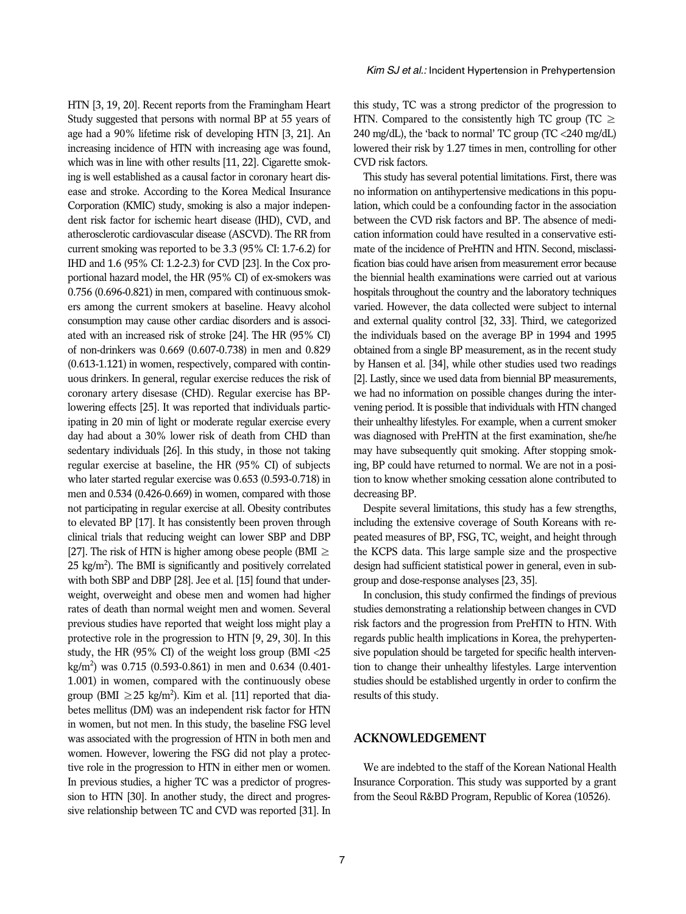HTN [3, 19, 20]. Recent reports from the Framingham Heart Study suggested that persons with normal BP at 55 years of age had a 90% lifetime risk of developing HTN [3, 21]. An increasing incidence of HTN with increasing age was found, which was in line with other results [11, 22]. Cigarette smoking is well established as a causal factor in coronary heart disease and stroke. According to the Korea Medical Insurance Corporation (KMIC) study, smoking is also a major independent risk factor for ischemic heart disease (IHD), CVD, and atherosclerotic cardiovascular disease (ASCVD). The RR from current smoking was reported to be 3.3 (95% CI: 1.7-6.2) for IHD and 1.6 (95% CI: 1.2-2.3) for CVD [23]. In the Cox proportional hazard model, the HR (95% CI) of ex-smokers was 0.756 (0.696-0.821) in men, compared with continuous smokers among the current smokers at baseline. Heavy alcohol consumption may cause other cardiac disorders and is associated with an increased risk of stroke [24]. The HR (95% CI) of non-drinkers was 0.669 (0.607-0.738) in men and 0.829 (0.613-1.121) in women, respectively, compared with continuous drinkers. In general, regular exercise reduces the risk of coronary artery disease (CHD). Regular exercise has BP-lowering effects [25]. It was reported that individuals participating in 20 min of light or moderate regular exercise every day had about a 30% lower risk of death from CHD than sedentary individuals [26]. In this study, in those not taking regular exercise at baseline, the HR (95% CI) of subjects who later started regular exercise was 0.653 (0.593-0.718) in men and 0.534 (0.426-0.669) in women, compared with those not participating in regular exercise at all. Obesity contributes to elevated BP [17]. It has consistently been proven through clinical trials that reducing weight can lower SBP and DBP [27]. The risk of HTN is higher among obese people (BMI $\geq$ 25 kg/m$^2$). The BMI is significantly and positively correlated with both SBP and DBP [28]. Jee et al. [15] found that underweight, overweight and obese men and women had higher rates of death than normal weight men and women. Several previous studies have reported that weight loss might play a protective role in the progression to HTN [9, 29, 30]. In this study, the HR (95% CI) of the weight loss group (BMI <25 kg/m$^2$) was 0.715 (0.593-0.861) in men and 0.634 (0.401-1.001) in women, compared with the continuously obese group (BMI $\geq$25 kg/m$^2$). Kim et al. [11] reported that diabetes mellitus (DM) was an independent risk factor for HTN in women, but not men. In this study, the baseline FSG level was associated with the progression of HTN in both men and women. However, lowering the FSG did not play a protective role in the progression to HTN in either men or women. In previous studies, a higher TC was a predictor of progression to HTN [30]. In another study, the direct and progressive relationship between TC and CVD was reported [31]. In this study, TC was a strong predictor of the progression to HTN. Compared to the consistently high TC group (TC $\geq$ 240 mg/dL), the 'back to normal' TC group (TC <240 mg/dL) lowered their risk by 1.27 times in men, controlling for other CVD risk factors.

This study has several potential limitations. First, there was no information on antihypertensive medications in this population, which could be a confounding factor in the association between the CVD risk factors and BP. The absence of medication information could have resulted in a conservative estimate of the incidence of PreHTN and HTN. Second, misclassification bias could have arisen from measurement error because the biennial health examinations were carried out at various hospitals throughout the country and the laboratory techniques varied. However, the data collected were subject to internal and external quality control [32, 33]. Third, we categorized the individuals based on the average BP in 1994 and 1995 obtained from a single BP measurement, as in the recent study by Hansen et al. [34], while other studies used two readings [2]. Lastly, since we used data from biennial BP measurements, we had no information on possible changes during the intervening period. It is possible that individuals with HTN changed their unhealthy lifestyles. For example, when a current smoker was diagnosed with PreHTN at the first examination, she/he may have subsequently quit smoking. After stopping smoking, BP could have returned to normal. We are not in a position to know whether smoking cessation alone contributed to decreasing BP.

Despite several limitations, this study has a few strengths, including the extensive coverage of South Koreans with repeated measures of BP, FSG, TC, weight, and height through the KCPS data. This large sample size and the prospective design had sufficient statistical power in general, even in subgroup and dose-response analyses [23, 35].

In conclusion, this study confirmed the findings of previous studies demonstrating a relationship between changes in CVD risk factors and the progression from PreHTN to HTN. With regards public health implications in Korea, the prehypertensive population should be targeted for specific health intervention to change their unhealthy lifestyles. Large intervention studies should be established urgently in order to confirm the results of this study.

## ACKNOWLEDGEMENT

We are indebted to the staff of the Korean National Health Insurance Corporation. This study was supported by a grant from the Seoul R&BD Program, Republic of Korea (10526).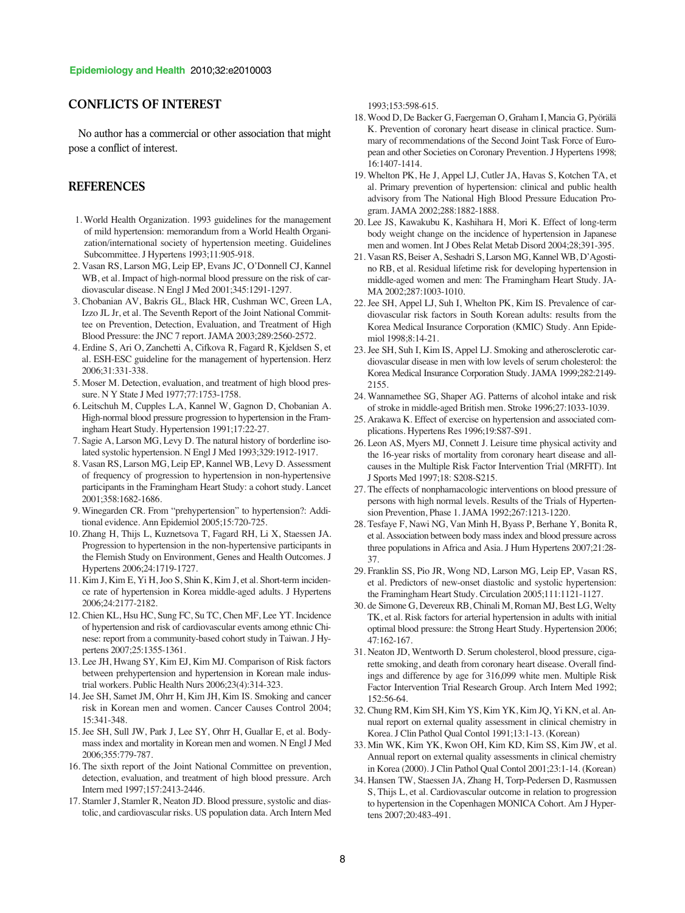## CONFLICTS OF INTEREST

No author has a commercial or other association that might pose a conflict of interest.

## REFERENCES

1. World Health Organization. 1993 guidelines for the management of mild hypertension: memorandum from a World Health Organization/international society of hypertension meeting. Guidelines Subcommittee. J Hypertens 1993;11:905-918.
2. Vasan RS, Larson MG, Leip EP, Evans JC, O'Donnell CJ, Kannel WB, et al. Impact of high-normal blood pressure on the risk of cardiovascular disease. N Engl J Med 2001;345:1291-1297.
3. Chobanian AV, Bakris GL, Black HR, Cushman WC, Green LA, Izzo JL Jr, et al. The Seventh Report of the Joint National Committee on Prevention, Detection, Evaluation, and Treatment of High Blood Pressure: the JNC 7 report. JAMA 2003;289:2560-2572.
4. Erdine S, Ari O, Zanchetti A, Cifkova R, Fagard R, Kjeldsen S, et al. ESH-ESC guideline for the management of hypertension. Herz 2006;31:331-338.
5. Moser M. Detection, evaluation, and treatment of high blood pressure. N Y State J Med 1977;77:1753-1758.
6. Leitschuh M, Cupples L.A, Kannel W, Gagnon D, Chobanian A. High-normal blood pressure progression to hypertension in the Framingham Heart Study. Hypertension 1991;17:22-27.
7. Sagie A, Larson MG, Levy D. The natural history of borderline isolated systolic hypertension. N Engl J Med 1993;329:1912-1917.
8. Vasan RS, Larson MG, Leip EP, Kannel WB, Levy D. Assessment of frequency of progression to hypertension in non-hypertensive participants in the Framingham Heart Study: a cohort study. Lancet 2001;358:1682-1686.
9. Winegarden CR. From "prehypertension" to hypertension?: Additional evidence. Ann Epidemiol 2005;15:720-725.
10. Zhang H, Thijs L, Kuznetsova T, Fagard RH, Li X, Staessen JA. Progression to hypertension in the non-hypertensive participants in the Flemish Study on Environment, Genes and Health Outcomes. J Hypertens 2006;24:1719-1727.
11. Kim J, Kim E, Yi H, Joo S, Shin K, Kim J, et al. Short-term incidence rate of hypertension in Korea middle-aged adults. J Hypertens 2006;24:2177-2182.
12. Chien KL, Hsu HC, Sung FC, Su TC, Chen MF, Lee YT. Incidence of hypertension and risk of cardiovascular events among ethnic Chinese: report from a community-based cohort study in Taiwan. J Hypertens 2007;25:1355-1361.
13. Lee JH, Hwang SY, Kim EJ, Kim MJ. Comparison of Risk factors between prehypertension and hypertension in Korean male industrial workers. Public Health Nurs 2006;23(4):314-323.
14. Jee SH, Samet JM, Ohrr H, Kim JH, Kim IS. Smoking and cancer risk in Korean men and women. Cancer Causes Control 2004;15:341-348.
15. Jee SH, Sull JW, Park J, Lee SY, Ohrr H, Guallar E, et al. Body-mass index and mortality in Korean men and women. N Engl J Med 2006;355:779-787.
16. The sixth report of the Joint National Committee on prevention, detection, evaluation, and treatment of high blood pressure. Arch Intern med 1997;157:2413-2446.
17. Stamler J, Stamler R, Neaton JD. Blood pressure, systolic and diastolic, and cardiovascular risks. US population data. Arch Intern Med 1993;153:598-615.
18. Wood D, De Backer G, Faergeman O, Graham I, Mancia G, Pyörälä K. Prevention of coronary heart disease in clinical practice. Summary of recommendations of the Second Joint Task Force of European and other Societies on Coronary Prevention. J Hypertens 1998;16:1407-1414.
19. Whelton PK, He J, Appel LJ, Cutler JA, Havas S, Kotchen TA, et al. Primary prevention of hypertension: clinical and public health advisory from The National High Blood Pressure Education Program. JAMA 2002;288:1882-1888.
20. Lee JS, Kawakubu K, Kashihara H, Mori K. Effect of long-term body weight change on the incidence of hypertension in Japanese men and women. Int J Obes Relat Metab Disord 2004;28;391-395.
21. Vasan RS, Beiser A, Seshadri S, Larson MG, Kannel WB, D'Agostino RB, et al. Residual lifetime risk for developing hypertension in middle-aged women and men: The Framingham Heart Study. JAMA 2002;287:1003-1010.
22. Jee SH, Appel LJ, Suh I, Whelton PK, Kim IS. Prevalence of cardiovascular risk factors in South Korean adults: results from the Korea Medical Insurance Corporation (KMIC) Study. Ann Epidemiol 1998;8:14-21.
23. Jee SH, Suh I, Kim IS, Appel LJ. Smoking and atherosclerotic cardiovascular disease in men with low levels of serum cholesterol: the Korea Medical Insurance Corporation Study. JAMA 1999;282:2149-2155.
24. Wannamethee SG, Shaper AG. Patterns of alcohol intake and risk of stroke in middle-aged British men. Stroke 1996;27:1033-1039.
25. Arakawa K. Effect of exercise on hypertension and associated complications. Hypertens Res 1996;19:S87-S91.
26. Leon AS, Myers MJ, Connett J. Leisure time physical activity and the 16-year risks of mortality from coronary heart disease and all-causes in the Multiple Risk Factor Intervention Trial (MRFIT). Int J Sports Med 1997;18: S208-S215.
27. The effects of nonphamacologic interventions on blood pressure of persons with high normal levels. Results of the Trials of Hypertension Prevention, Phase 1. JAMA 1992;267:1213-1220.
28. Tesfaye F, Nawi NG, Van Minh H, Byass P, Berhane Y, Bonita R, et al. Association between body mass index and blood pressure across three populations in Africa and Asia. J Hum Hypertens 2007;21:28-37.
29. Franklin SS, Pio JR, Wong ND, Larson MG, Leip EP, Vasan RS, et al. Predictors of new-onset diastolic and systolic hypertension: the Framingham Heart Study. Circulation 2005;111:1121-1127.
30. de Simone G, Devereux RB, Chinali M, Roman MJ, Best LG, Welty TK, et al. Risk factors for arterial hypertension in adults with initial optimal blood pressure: the Strong Heart Study. Hypertension 2006;47:162-167.
31. Neaton JD, Wentworth D. Serum cholesterol, blood pressure, cigarette smoking, and death from coronary heart disease. Overall findings and difference by age for 316,099 white men. Multiple Risk Factor Intervention Trial Research Group. Arch Intern Med 1992;152:56-64.
32. Chung RM, Kim SH, Kim YS, Kim YK, Kim JQ, Yi KN, et al. Annual report on external quality assessment in clinical chemistry in Korea. J Clin Pathol Qual Contol 1991;13:1-13. (Korean)
33. Min WK, Kim YK, Kwon OH, Kim KD, Kim SS, Kim JW, et al. Annual report on external quality assessments in clinical chemistry in Korea (2000). J Clin Pathol Qual Contol 2001;23:1-14. (Korean)
34. Hansen TW, Staessen JA, Zhang H, Torp-Pedersen D, Rasmussen S, Thijs L, et al. Cardiovascular outcome in relation to progression to hypertension in the Copenhagen MONICA Cohort. Am J Hypertens 2007;20:483-491.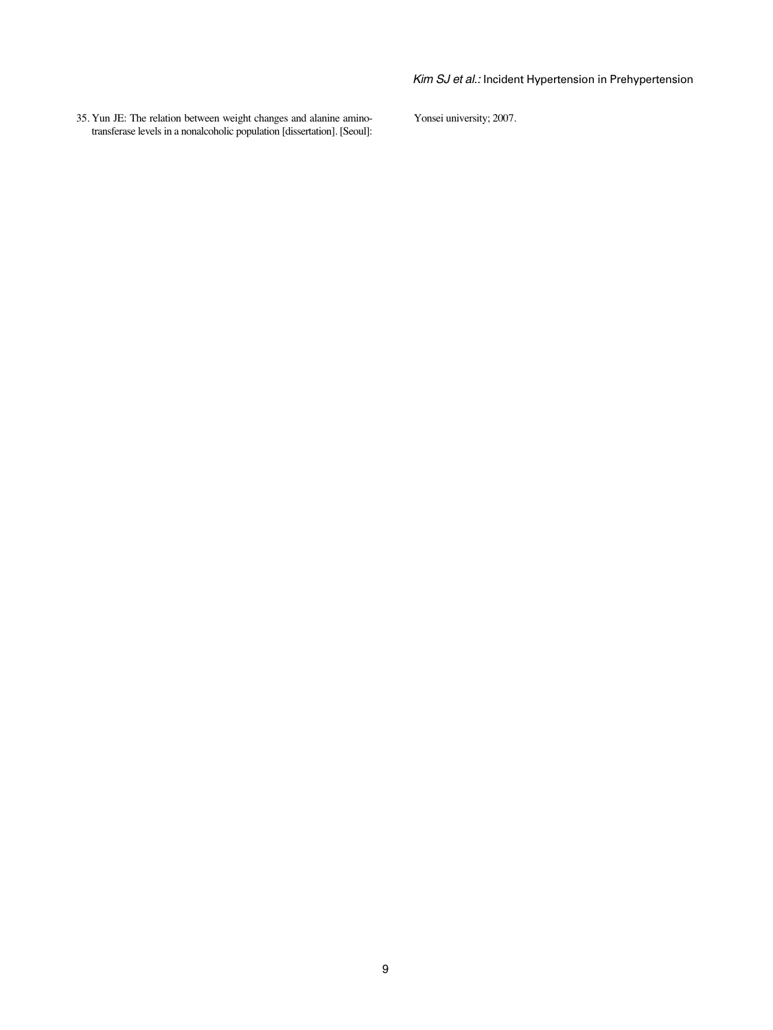35. Yun JE: The relation between weight changes and alanine aminotransferase levels in a nonalcoholic population [dissertation]. [Seoul]: Yonsei university; 2007.